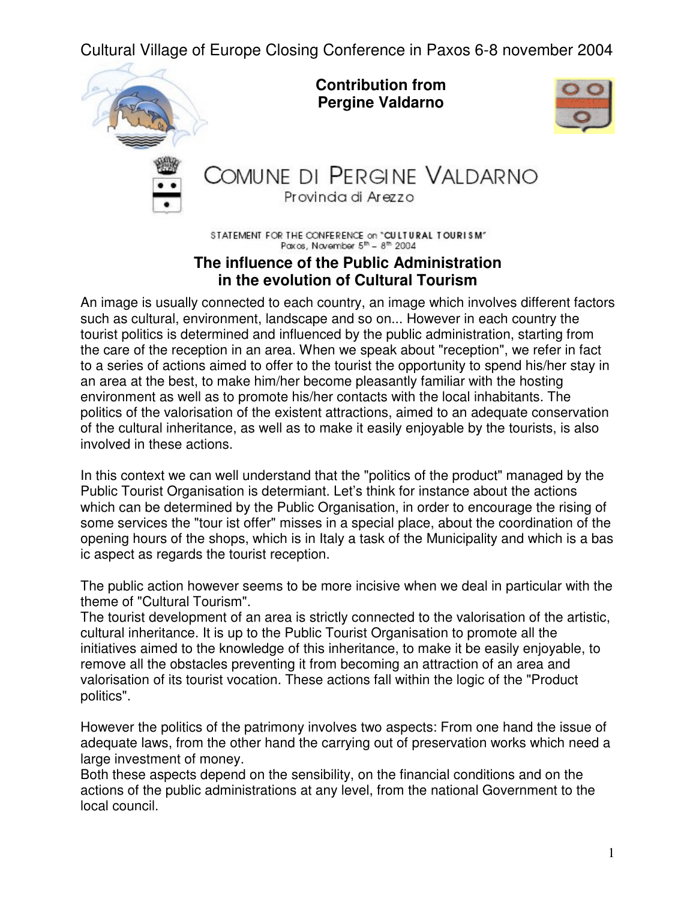Cultural Village of Europe Closing Conference in Paxos 6-8 november 2004

**Contribution from Pergine Valdarno**

COMUNE DI PERGINE VALDARNO

Provincia di Arezzo

STATEMENT FOR THE CONFERENCE on "CULTURAL TOURISM"
Paxos, November 5th – 8th 2004

## The influence of the Public Administration in the evolution of Cultural Tourism

An image is usually connected to each country, an image which involves different factors such as cultural, environment, landscape and so on... However in each country the tourist politics is determined and influenced by the public administration, starting from the care of the reception in an area. When we speak about "reception", we refer in fact to a series of actions aimed to offer to the tourist the opportunity to spend his/her stay in an area at the best, to make him/her become pleasantly familiar with the hosting environment as well as to promote his/her contacts with the local inhabitants. The politics of the valorisation of the existent attractions, aimed to an adequate conservation of the cultural inheritance, as well as to make it easily enjoyable by the tourists, is also involved in these actions.

In this context we can well understand that the "politics of the product" managed by the Public Tourist Organisation is determiant. Let's think for instance about the actions which can be determined by the Public Organisation, in order to encourage the rising of some services the "tour ist offer" misses in a special place, about the coordination of the opening hours of the shops, which is in Italy a task of the Municipality and which is a bas ic aspect as regards the tourist reception.

The public action however seems to be more incisive when we deal in particular with the theme of "Cultural Tourism".
The tourist development of an area is strictly connected to the valorisation of the artistic, cultural inheritance. It is up to the Public Tourist Organisation to promote all the initiatives aimed to the knowledge of this inheritance, to make it be easily enjoyable, to remove all the obstacles preventing it from becoming an attraction of an area and valorisation of its tourist vocation. These actions fall within the logic of the "Product politics".

However the politics of the patrimony involves two aspects: From one hand the issue of adequate laws, from the other hand the carrying out of preservation works which need a large investment of money.
Both these aspects depend on the sensibility, on the financial conditions and on the actions of the public administrations at any level, from the national Government to the local council.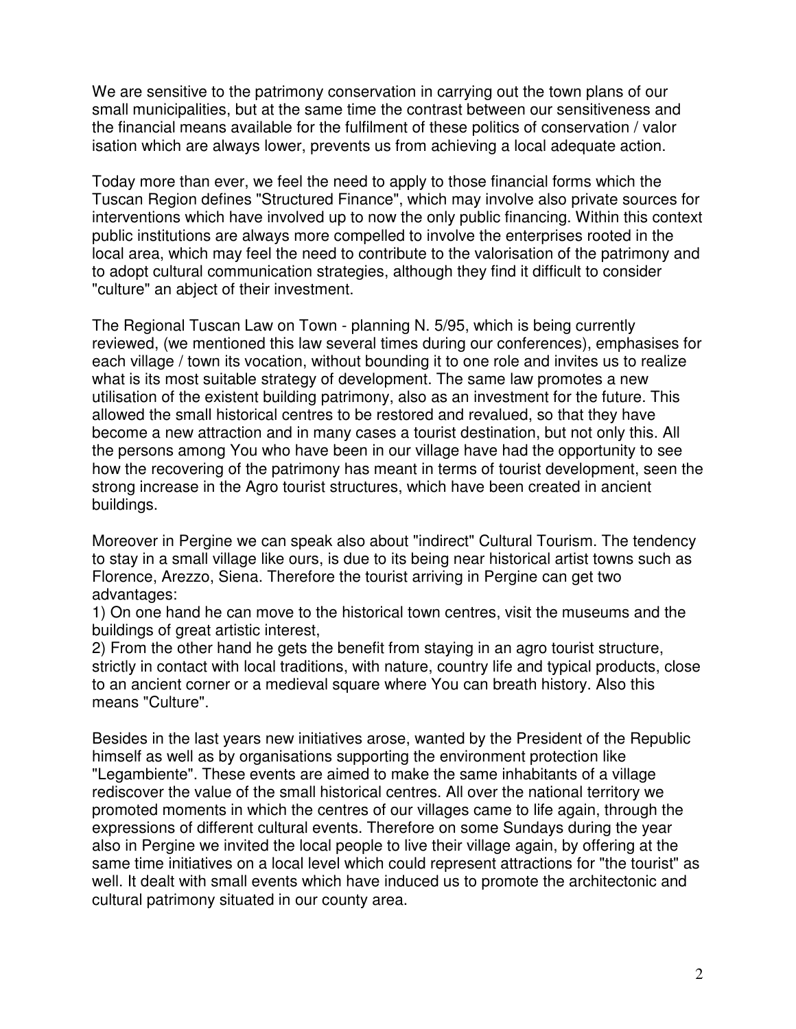We are sensitive to the patrimony conservation in carrying out the town plans of our small municipalities, but at the same time the contrast between our sensitiveness and the financial means available for the fulfilment of these politics of conservation / valor isation which are always lower, prevents us from achieving a local adequate action.

Today more than ever, we feel the need to apply to those financial forms which the Tuscan Region defines "Structured Finance", which may involve also private sources for interventions which have involved up to now the only public financing. Within this context public institutions are always more compelled to involve the enterprises rooted in the local area, which may feel the need to contribute to the valorisation of the patrimony and to adopt cultural communication strategies, although they find it difficult to consider "culture" an abject of their investment.

The Regional Tuscan Law on Town - planning N. 5/95, which is being currently reviewed, (we mentioned this law several times during our conferences), emphasises for each village / town its vocation, without bounding it to one role and invites us to realize what is its most suitable strategy of development. The same law promotes a new utilisation of the existent building patrimony, also as an investment for the future. This allowed the small historical centres to be restored and revalued, so that they have become a new attraction and in many cases a tourist destination, but not only this. All the persons among You who have been in our village have had the opportunity to see how the recovering of the patrimony has meant in terms of tourist development, seen the strong increase in the Agro tourist structures, which have been created in ancient buildings.

Moreover in Pergine we can speak also about "indirect" Cultural Tourism. The tendency to stay in a small village like ours, is due to its being near historical artist towns such as Florence, Arezzo, Siena. Therefore the tourist arriving in Pergine can get two advantages:

1) On one hand he can move to the historical town centres, visit the museums and the buildings of great artistic interest,
2) From the other hand he gets the benefit from staying in an agro tourist structure, strictly in contact with local traditions, with nature, country life and typical products, close to an ancient corner or a medieval square where You can breath history. Also this means "Culture".

Besides in the last years new initiatives arose, wanted by the President of the Republic himself as well as by organisations supporting the environment protection like "Legambiente". These events are aimed to make the same inhabitants of a village rediscover the value of the small historical centres. All over the national territory we promoted moments in which the centres of our villages came to life again, through the expressions of different cultural events. Therefore on some Sundays during the year also in Pergine we invited the local people to live their village again, by offering at the same time initiatives on a local level which could represent attractions for "the tourist" as well. It dealt with small events which have induced us to promote the architectonic and cultural patrimony situated in our county area.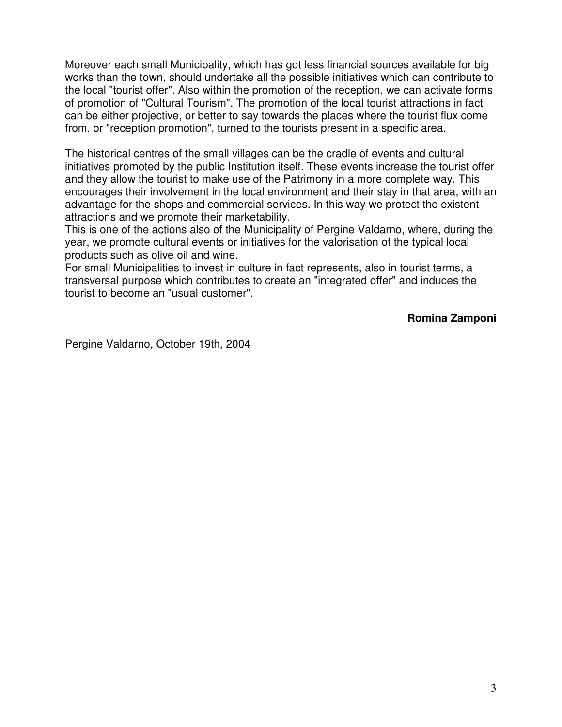Moreover each small Municipality, which has got less financial sources available for big works than the town, should undertake all the possible initiatives which can contribute to the local "tourist offer". Also within the promotion of the reception, we can activate forms of promotion of "Cultural Tourism". The promotion of the local tourist attractions in fact can be either projective, or better to say towards the places where the tourist flux come from, or "reception promotion", turned to the tourists present in a specific area.

The historical centres of the small villages can be the cradle of events and cultural initiatives promoted by the public Institution itself. These events increase the tourist offer and they allow the tourist to make use of the Patrimony in a more complete way. This encourages their involvement in the local environment and their stay in that area, with an advantage for the shops and commercial services. In this way we protect the existent attractions and we promote their marketability.
This is one of the actions also of the Municipality of Pergine Valdarno, where, during the year, we promote cultural events or initiatives for the valorisation of the typical local products such as olive oil and wine.
For small Municipalities to invest in culture in fact represents, also in tourist terms, a transversal purpose which contributes to create an "integrated offer" and induces the tourist to become an "usual customer".

**Romina Zamponi**

Pergine Valdarno, October 19th, 2004